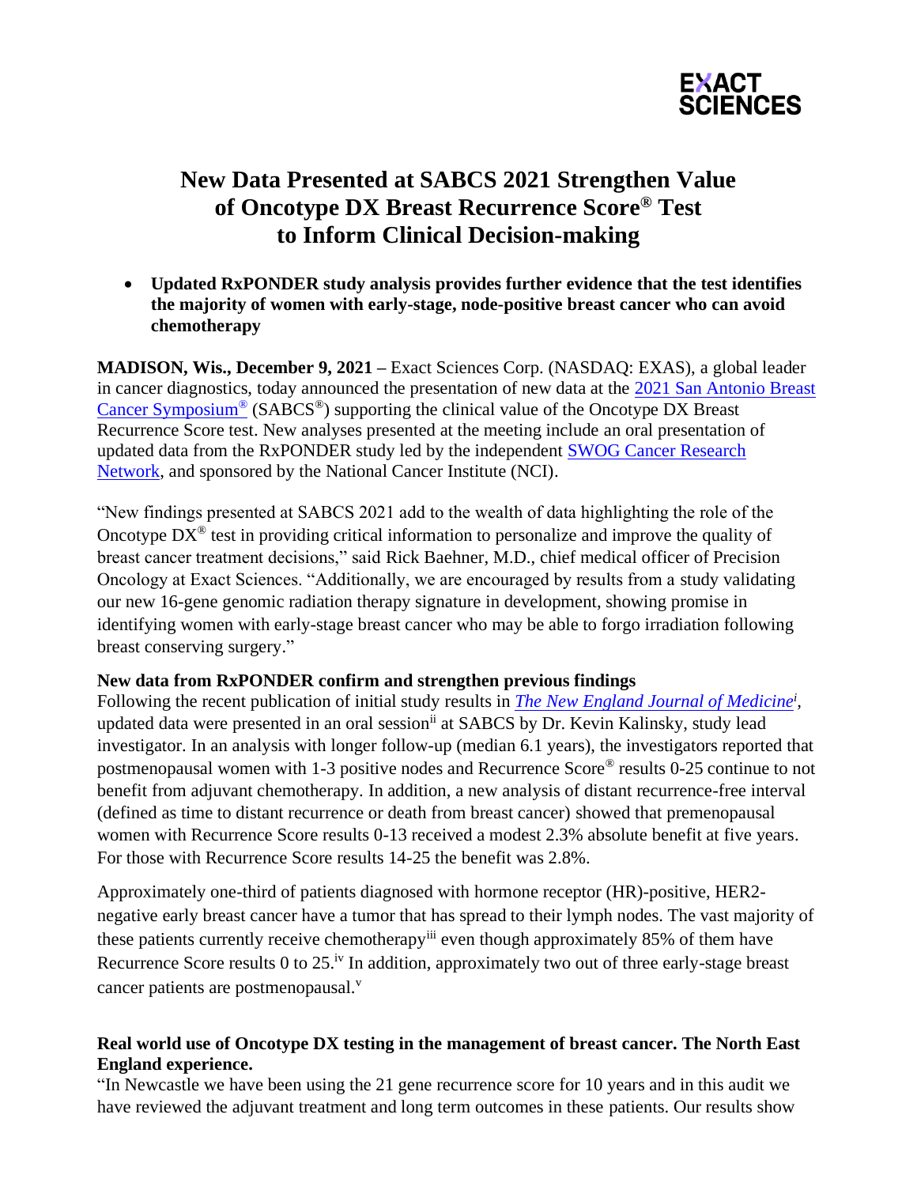EXACT SCIENCES

# New Data Presented at SABCS 2021 Strengthen Value of Oncotype DX Breast Recurrence Score® Test to Inform Clinical Decision-making

- **Updated RxPONDER study analysis provides further evidence that the test identifies the majority of women with early-stage, node-positive breast cancer who can avoid chemotherapy**

**MADISON, Wis., December 9, 2021 –** Exact Sciences Corp. (NASDAQ: EXAS), a global leader in cancer diagnostics, today announced the presentation of new data at the [2021 San Antonio Breast Cancer Symposium®]() (SABCS®) supporting the clinical value of the Oncotype DX Breast Recurrence Score test. New analyses presented at the meeting include an oral presentation of updated data from the RxPONDER study led by the independent [SWOG Cancer Research Network](), and sponsored by the National Cancer Institute (NCI).

"New findings presented at SABCS 2021 add to the wealth of data highlighting the role of the Oncotype DX® test in providing critical information to personalize and improve the quality of breast cancer treatment decisions," said Rick Baehner, M.D., chief medical officer of Precision Oncology at Exact Sciences. "Additionally, we are encouraged by results from a study validating our new 16-gene genomic radiation therapy signature in development, showing promise in identifying women with early-stage breast cancer who may be able to forgo irradiation following breast conserving surgery."

**New data from RxPONDER confirm and strengthen previous findings**

Following the recent publication of initial study results in [*The New England Journal of Medicine*]()[i], updated data were presented in an oral session[ii] at SABCS by Dr. Kevin Kalinsky, study lead investigator. In an analysis with longer follow-up (median 6.1 years), the investigators reported that postmenopausal women with 1-3 positive nodes and Recurrence Score® results 0-25 continue to not benefit from adjuvant chemotherapy. In addition, a new analysis of distant recurrence-free interval (defined as time to distant recurrence or death from breast cancer) showed that premenopausal women with Recurrence Score results 0-13 received a modest 2.3% absolute benefit at five years. For those with Recurrence Score results 14-25 the benefit was 2.8%.

Approximately one-third of patients diagnosed with hormone receptor (HR)-positive, HER2-negative early breast cancer have a tumor that has spread to their lymph nodes. The vast majority of these patients currently receive chemotherapy[iii] even though approximately 85% of them have Recurrence Score results 0 to 25.[iv] In addition, approximately two out of three early-stage breast cancer patients are postmenopausal.[v]

**Real world use of Oncotype DX testing in the management of breast cancer. The North East England experience.**

"In Newcastle we have been using the 21 gene recurrence score for 10 years and in this audit we have reviewed the adjuvant treatment and long term outcomes in these patients. Our results show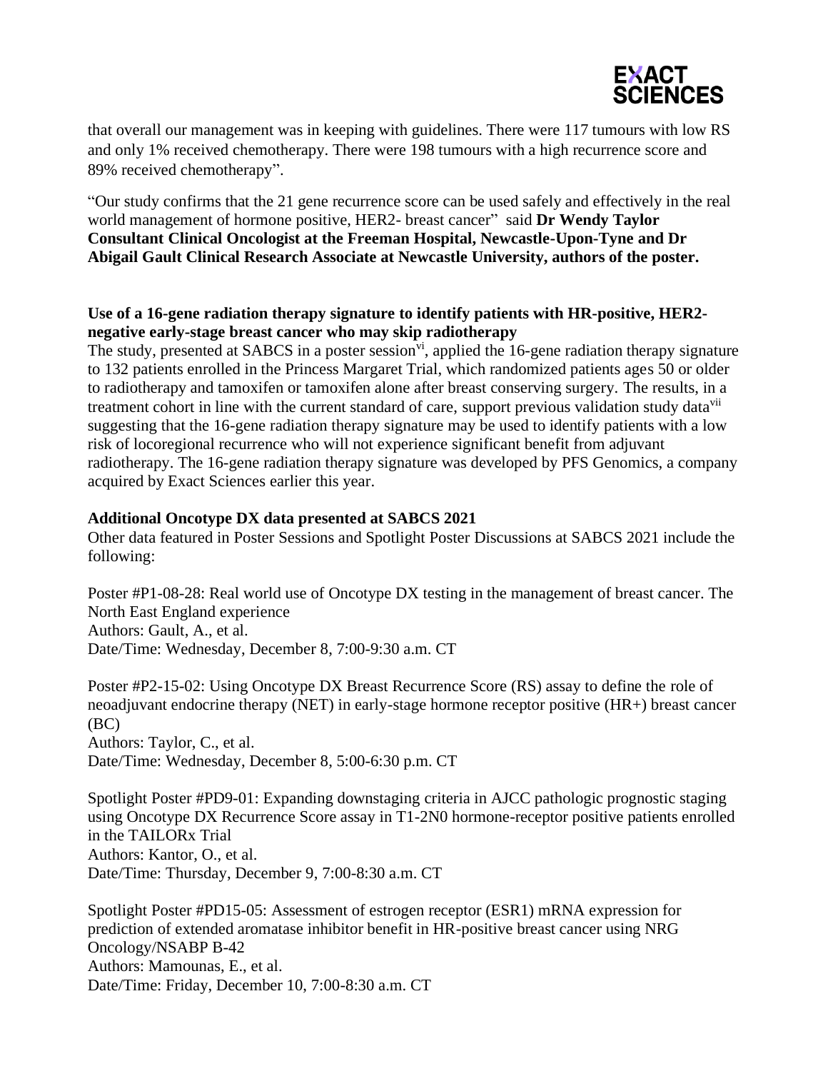that overall our management was in keeping with guidelines. There were 117 tumours with low RS and only 1% received chemotherapy. There were 198 tumours with a high recurrence score and 89% received chemotherapy".

"Our study confirms that the 21 gene recurrence score can be used safely and effectively in the real world management of hormone positive, HER2- breast cancer" said **Dr Wendy Taylor Consultant Clinical Oncologist at the Freeman Hospital, Newcastle-Upon-Tyne and Dr Abigail Gault Clinical Research Associate at Newcastle University, authors of the poster.**

**Use of a 16-gene radiation therapy signature to identify patients with HR-positive, HER2-negative early-stage breast cancer who may skip radiotherapy**

The study, presented at SABCS in a poster session[vi], applied the 16-gene radiation therapy signature to 132 patients enrolled in the Princess Margaret Trial, which randomized patients ages 50 or older to radiotherapy and tamoxifen or tamoxifen alone after breast conserving surgery. The results, in a treatment cohort in line with the current standard of care, support previous validation study data[vii] suggesting that the 16-gene radiation therapy signature may be used to identify patients with a low risk of locoregional recurrence who will not experience significant benefit from adjuvant radiotherapy. The 16-gene radiation therapy signature was developed by PFS Genomics, a company acquired by Exact Sciences earlier this year.

**Additional Oncotype DX data presented at SABCS 2021**

Other data featured in Poster Sessions and Spotlight Poster Discussions at SABCS 2021 include the following:

Poster #P1-08-28: Real world use of Oncotype DX testing in the management of breast cancer. The North East England experience
Authors: Gault, A., et al.
Date/Time: Wednesday, December 8, 7:00-9:30 a.m. CT

Poster #P2-15-02: Using Oncotype DX Breast Recurrence Score (RS) assay to define the role of neoadjuvant endocrine therapy (NET) in early-stage hormone receptor positive (HR+) breast cancer (BC)
Authors: Taylor, C., et al.
Date/Time: Wednesday, December 8, 5:00-6:30 p.m. CT

Spotlight Poster #PD9-01: Expanding downstaging criteria in AJCC pathologic prognostic staging using Oncotype DX Recurrence Score assay in T1-2N0 hormone-receptor positive patients enrolled in the TAILORx Trial
Authors: Kantor, O., et al.
Date/Time: Thursday, December 9, 7:00-8:30 a.m. CT

Spotlight Poster #PD15-05: Assessment of estrogen receptor (ESR1) mRNA expression for prediction of extended aromatase inhibitor benefit in HR-positive breast cancer using NRG Oncology/NSABP B-42
Authors: Mamounas, E., et al.
Date/Time: Friday, December 10, 7:00-8:30 a.m. CT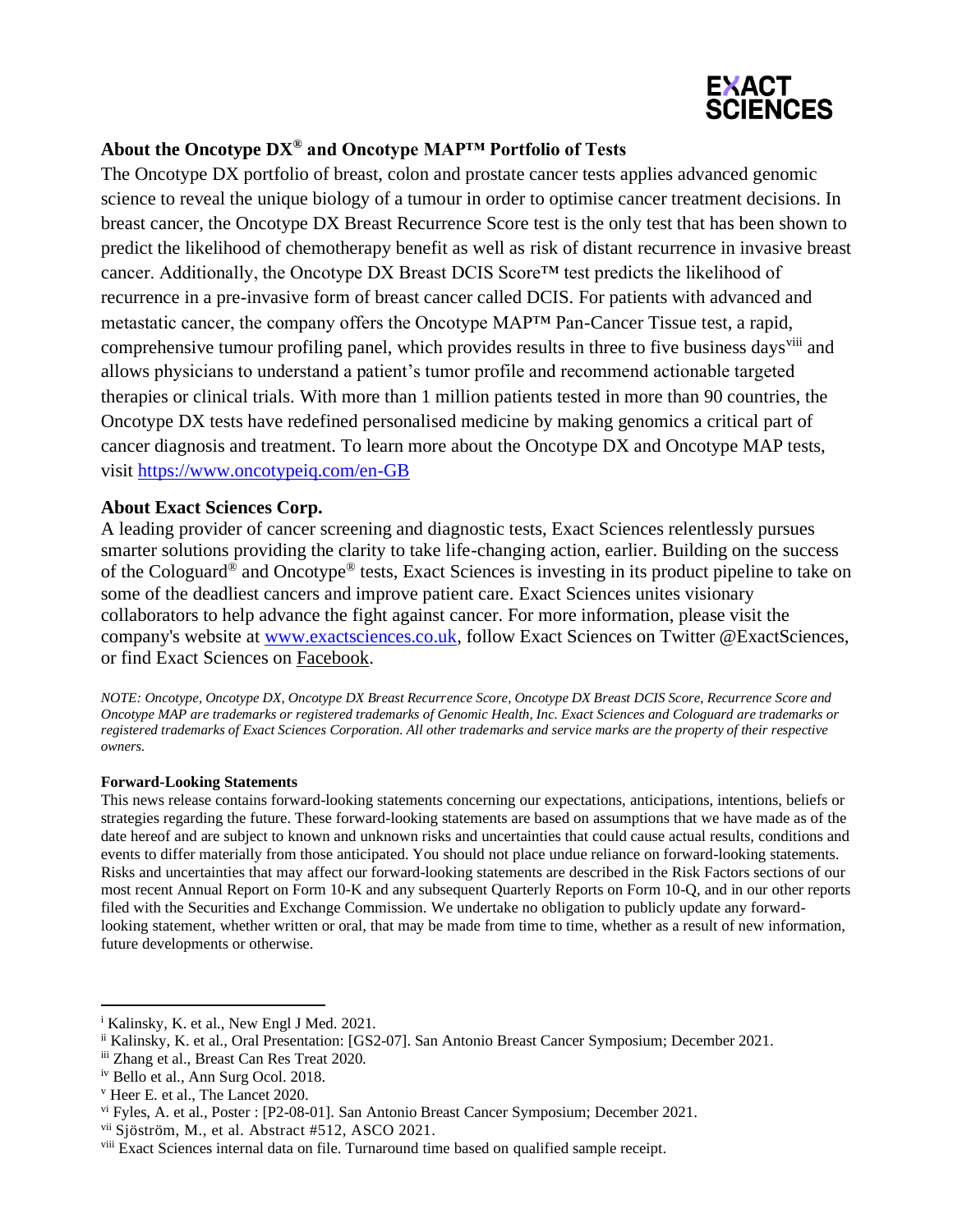## About the Oncotype DX® and Oncotype MAP™ Portfolio of Tests

The Oncotype DX portfolio of breast, colon and prostate cancer tests applies advanced genomic science to reveal the unique biology of a tumour in order to optimise cancer treatment decisions. In breast cancer, the Oncotype DX Breast Recurrence Score test is the only test that has been shown to predict the likelihood of chemotherapy benefit as well as risk of distant recurrence in invasive breast cancer. Additionally, the Oncotype DX Breast DCIS Score™ test predicts the likelihood of recurrence in a pre-invasive form of breast cancer called DCIS. For patients with advanced and metastatic cancer, the company offers the Oncotype MAP™ Pan-Cancer Tissue test, a rapid, comprehensive tumour profiling panel, which provides results in three to five business days[viii] and allows physicians to understand a patient's tumor profile and recommend actionable targeted therapies or clinical trials. With more than 1 million patients tested in more than 90 countries, the Oncotype DX tests have redefined personalised medicine by making genomics a critical part of cancer diagnosis and treatment. To learn more about the Oncotype DX and Oncotype MAP tests, visit https://www.oncotypeiq.com/en-GB

## About Exact Sciences Corp.

A leading provider of cancer screening and diagnostic tests, Exact Sciences relentlessly pursues smarter solutions providing the clarity to take life-changing action, earlier. Building on the success of the Cologuard® and Oncotype® tests, Exact Sciences is investing in its product pipeline to take on some of the deadliest cancers and improve patient care. Exact Sciences unites visionary collaborators to help advance the fight against cancer. For more information, please visit the company's website at www.exactsciences.co.uk, follow Exact Sciences on Twitter @ExactSciences, or find Exact Sciences on Facebook.

*NOTE: Oncotype, Oncotype DX, Oncotype DX Breast Recurrence Score, Oncotype DX Breast DCIS Score, Recurrence Score and Oncotype MAP are trademarks or registered trademarks of Genomic Health, Inc. Exact Sciences and Cologuard are trademarks or registered trademarks of Exact Sciences Corporation. All other trademarks and service marks are the property of their respective owners.*

**Forward-Looking Statements**

This news release contains forward-looking statements concerning our expectations, anticipations, intentions, beliefs or strategies regarding the future. These forward-looking statements are based on assumptions that we have made as of the date hereof and are subject to known and unknown risks and uncertainties that could cause actual results, conditions and events to differ materially from those anticipated. You should not place undue reliance on forward-looking statements. Risks and uncertainties that may affect our forward-looking statements are described in the Risk Factors sections of our most recent Annual Report on Form 10-K and any subsequent Quarterly Reports on Form 10-Q, and in our other reports filed with the Securities and Exchange Commission. We undertake no obligation to publicly update any forward-looking statement, whether written or oral, that may be made from time to time, whether as a result of new information, future developments or otherwise.

---

[i] Kalinsky, K. et al., New Engl J Med. 2021.
[ii] Kalinsky, K. et al., Oral Presentation: [GS2-07]. San Antonio Breast Cancer Symposium; December 2021.
[iii] Zhang et al., Breast Can Res Treat 2020.
[iv] Bello et al., Ann Surg Ocol. 2018.
[v] Heer E. et al., The Lancet 2020.
[vi] Fyles, A. et al., Poster : [P2-08-01]. San Antonio Breast Cancer Symposium; December 2021.
[vii] Sjöström, M., et al. Abstract #512, ASCO 2021.
[viii] Exact Sciences internal data on file. Turnaround time based on qualified sample receipt.